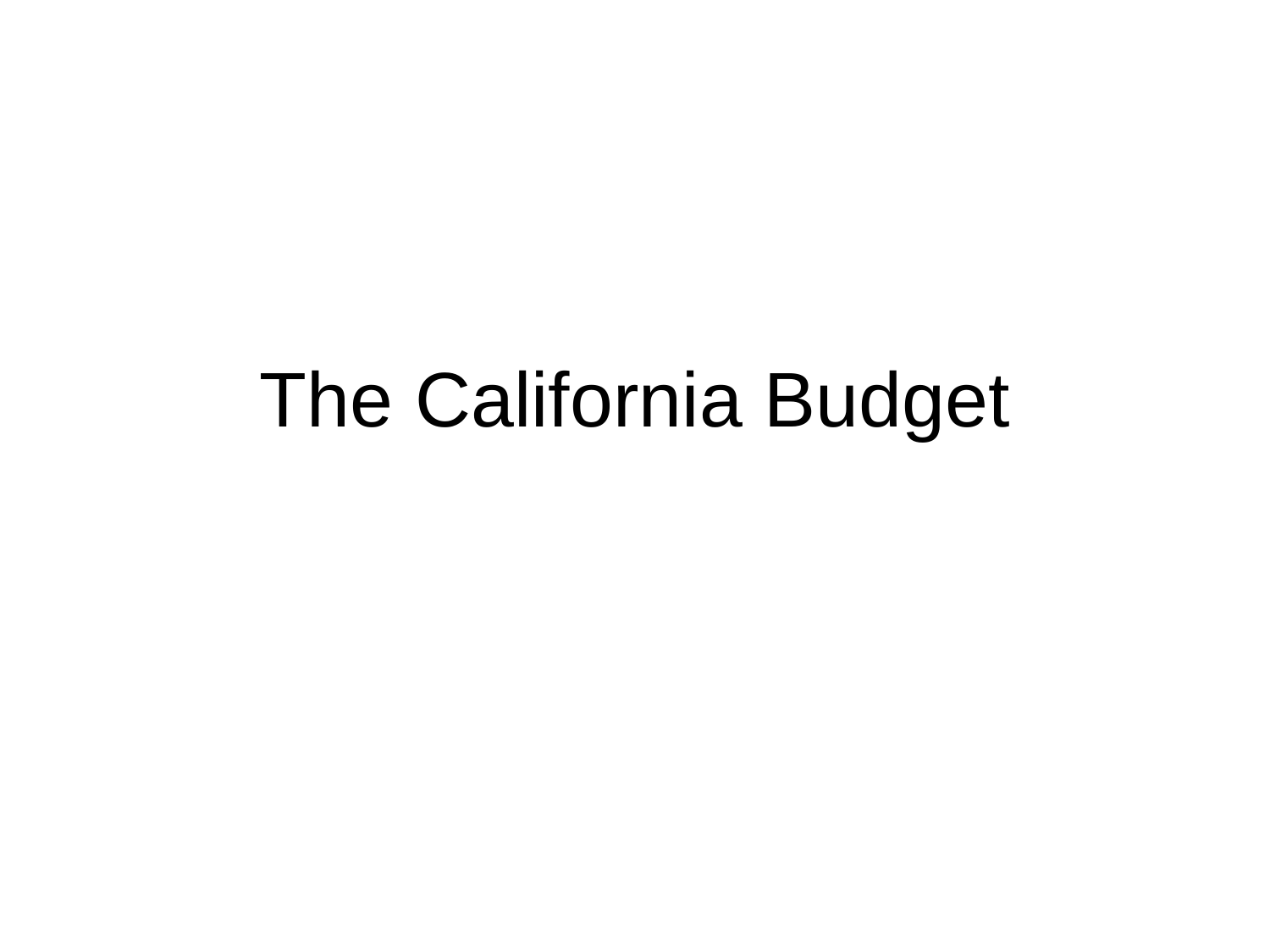# The California Budget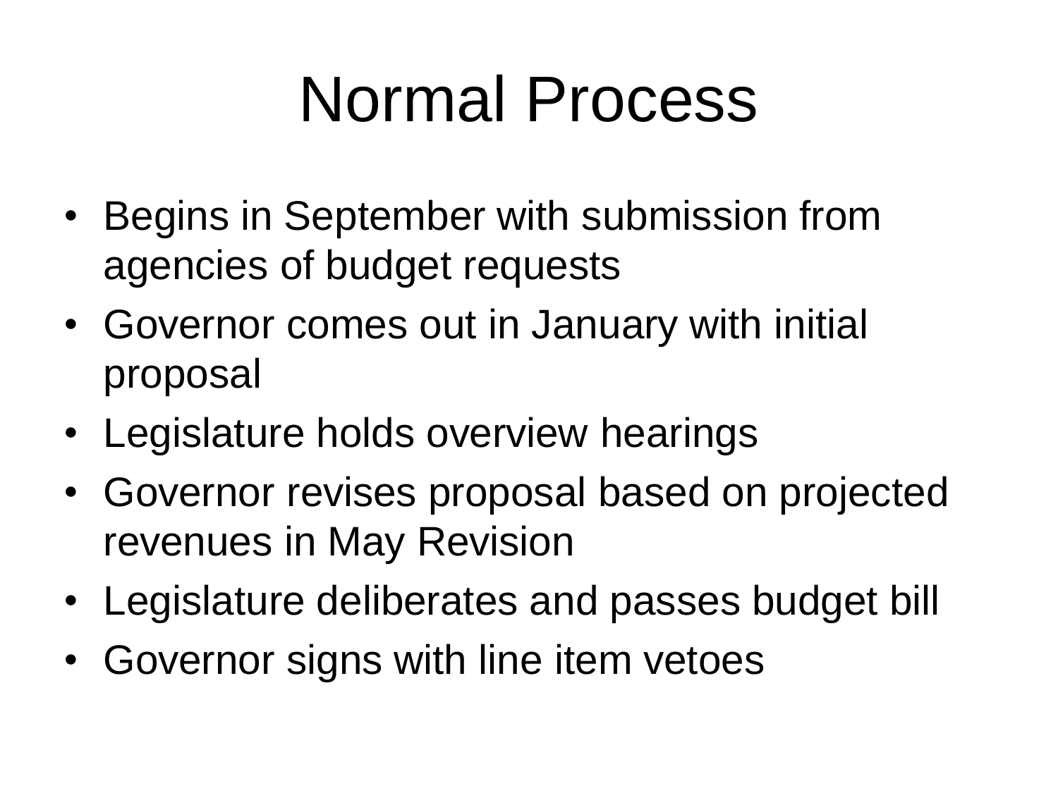# Normal Process

- Begins in September with submission from agencies of budget requests
- Governor comes out in January with initial proposal
- Legislature holds overview hearings
- Governor revises proposal based on projected revenues in May Revision
- Legislature deliberates and passes budget bill
- Governor signs with line item vetoes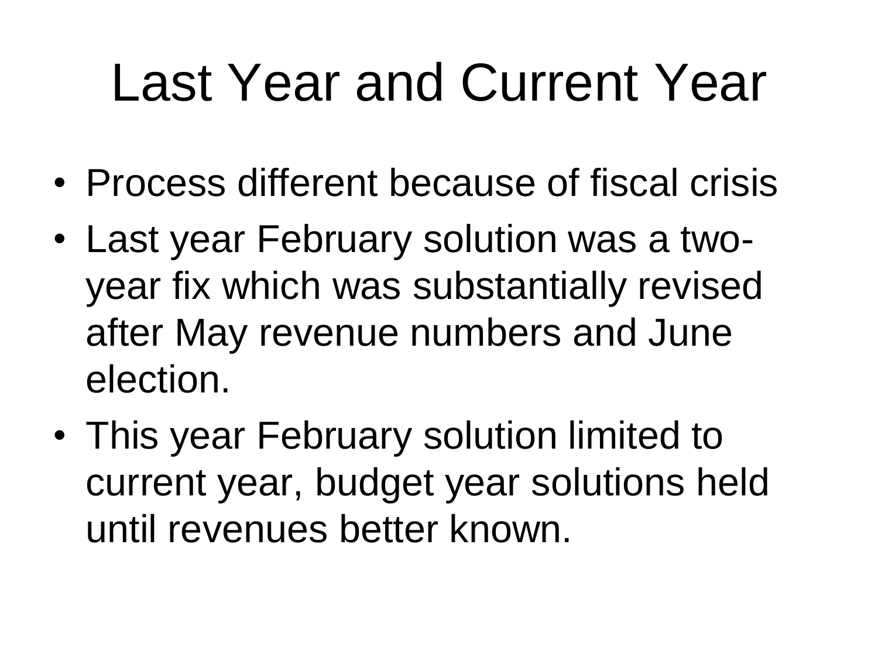# Last Year and Current Year

- Process different because of fiscal crisis
- Last year February solution was a two-year fix which was substantially revised after May revenue numbers and June election.
- This year February solution limited to current year, budget year solutions held until revenues better known.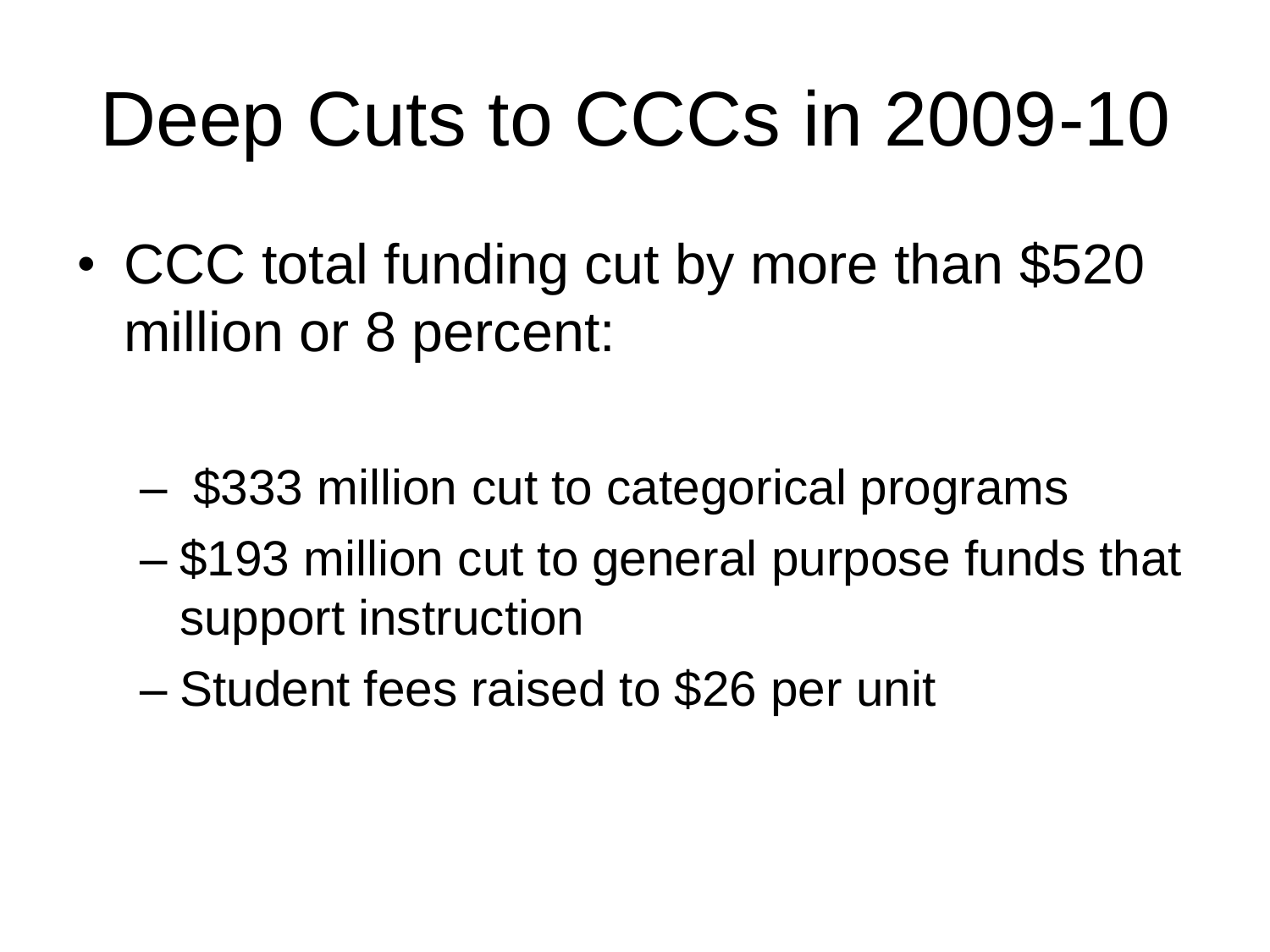# Deep Cuts to CCCs in 2009-10

- CCC total funding cut by more than $520 million or 8 percent:
  - $333 million cut to categorical programs
  - $193 million cut to general purpose funds that support instruction
  - Student fees raised to $26 per unit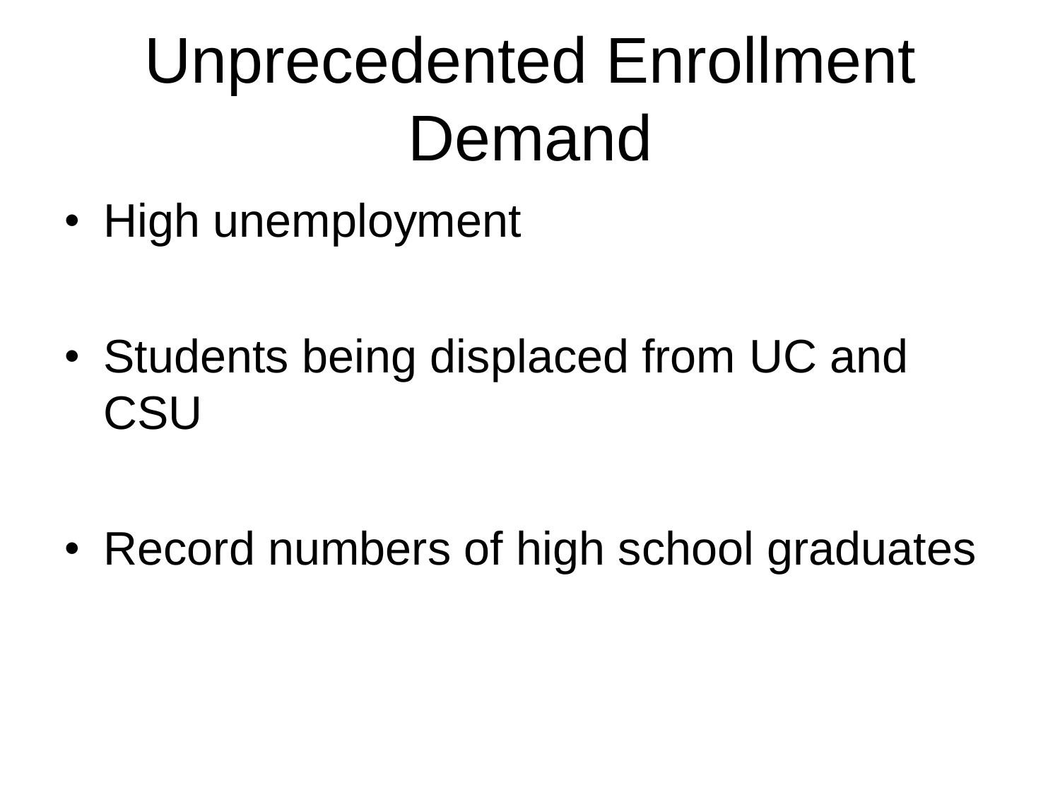# Unprecedented Enrollment Demand

- High unemployment
- Students being displaced from UC and CSU
- Record numbers of high school graduates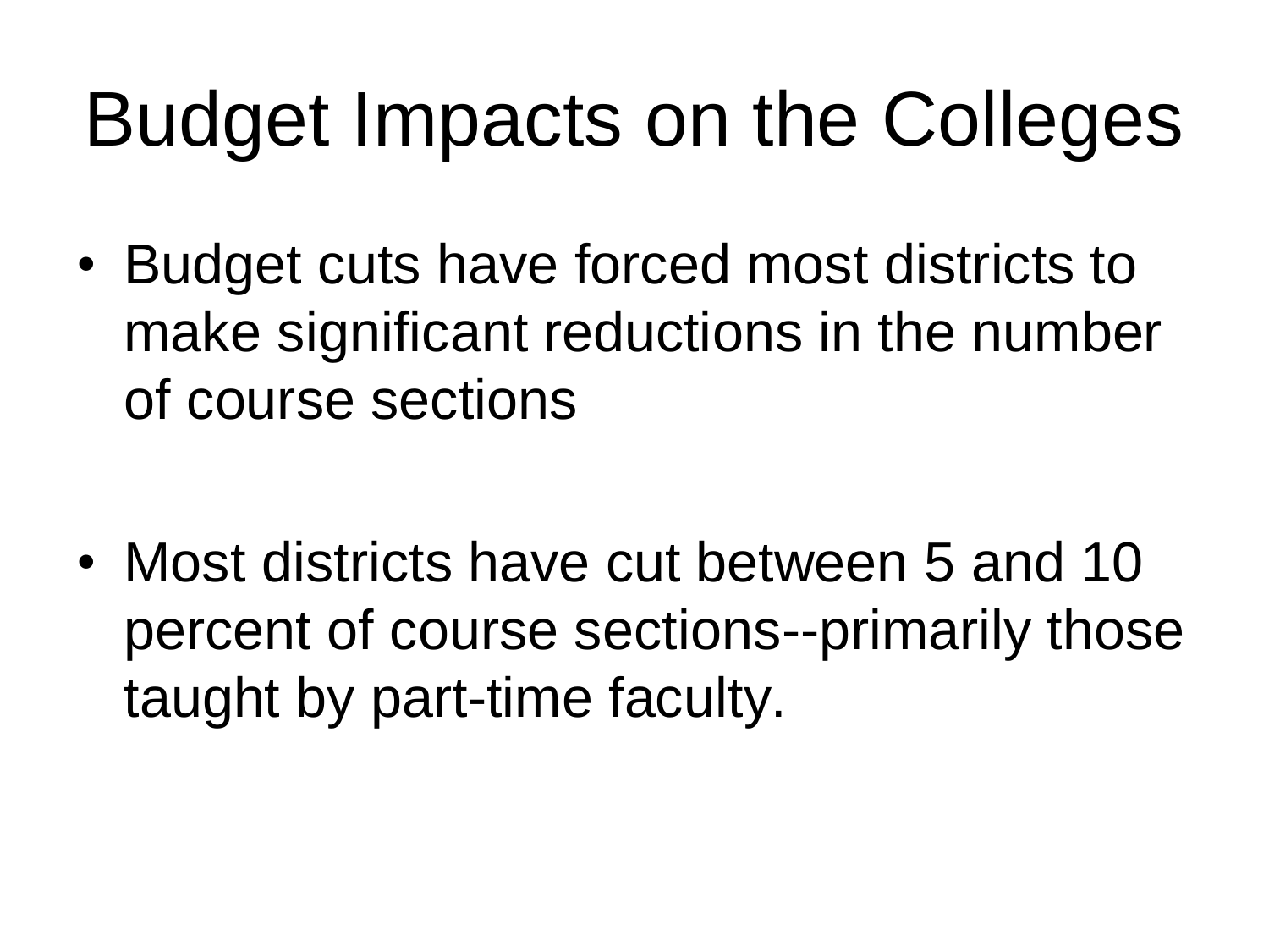# Budget Impacts on the Colleges

- Budget cuts have forced most districts to make significant reductions in the number of course sections

- Most districts have cut between 5 and 10 percent of course sections--primarily those taught by part-time faculty.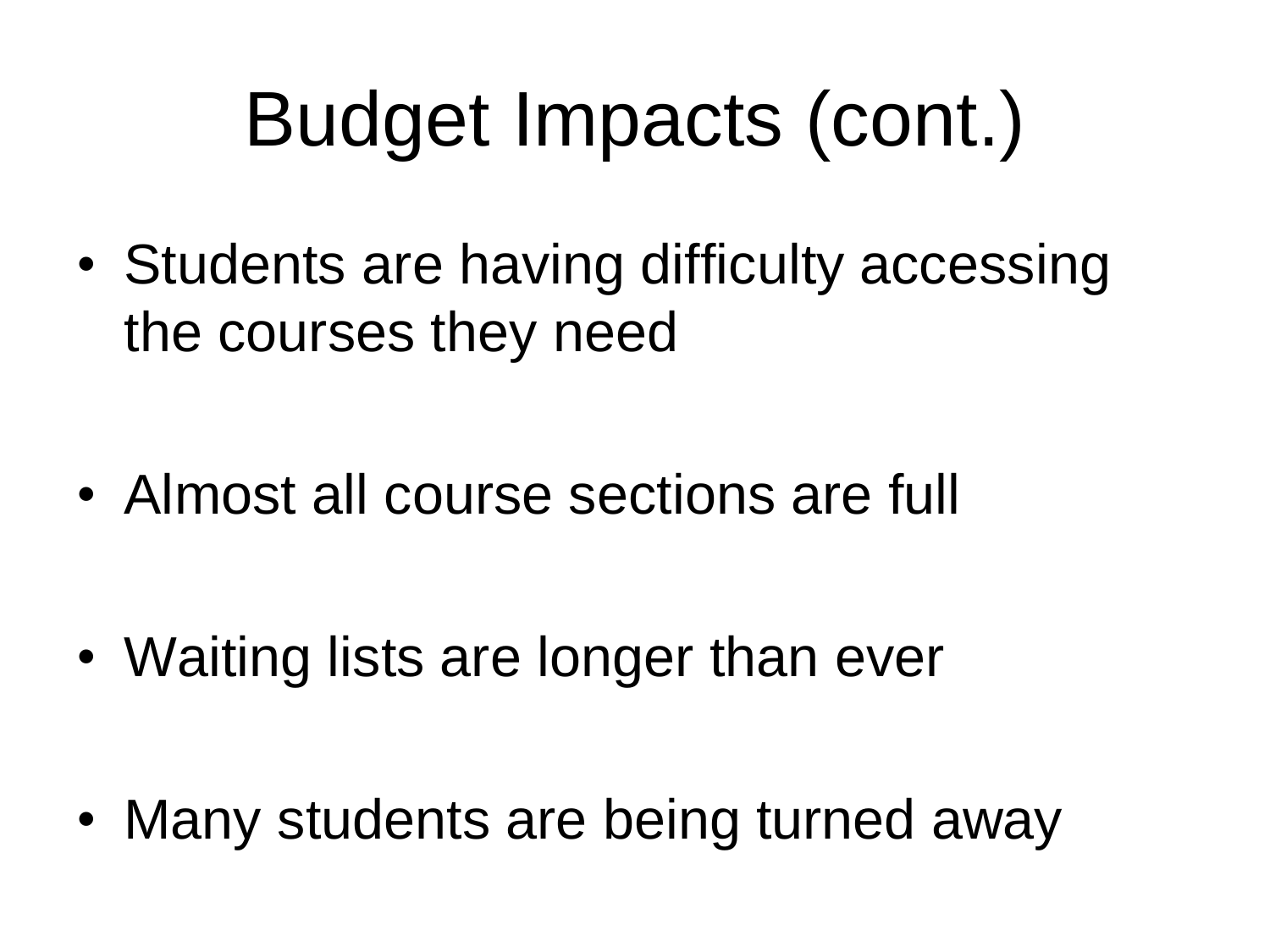# Budget Impacts (cont.)

- Students are having difficulty accessing the courses they need
- Almost all course sections are full
- Waiting lists are longer than ever
- Many students are being turned away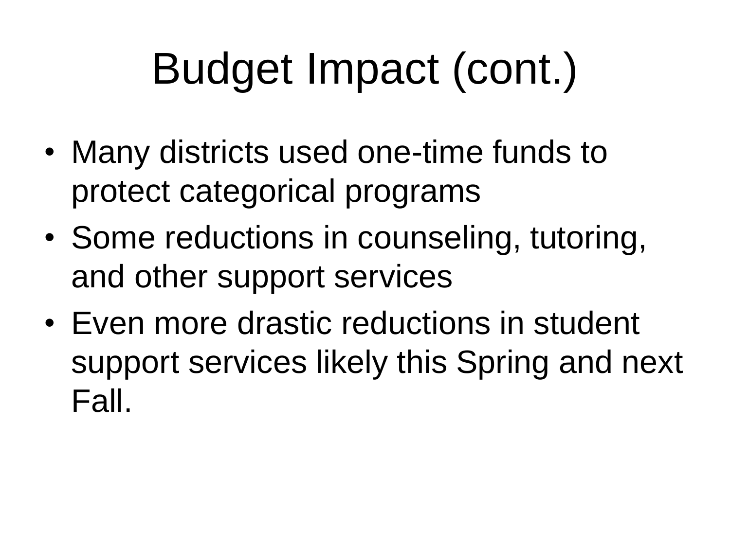# Budget Impact (cont.)

- Many districts used one-time funds to protect categorical programs
- Some reductions in counseling, tutoring, and other support services
- Even more drastic reductions in student support services likely this Spring and next Fall.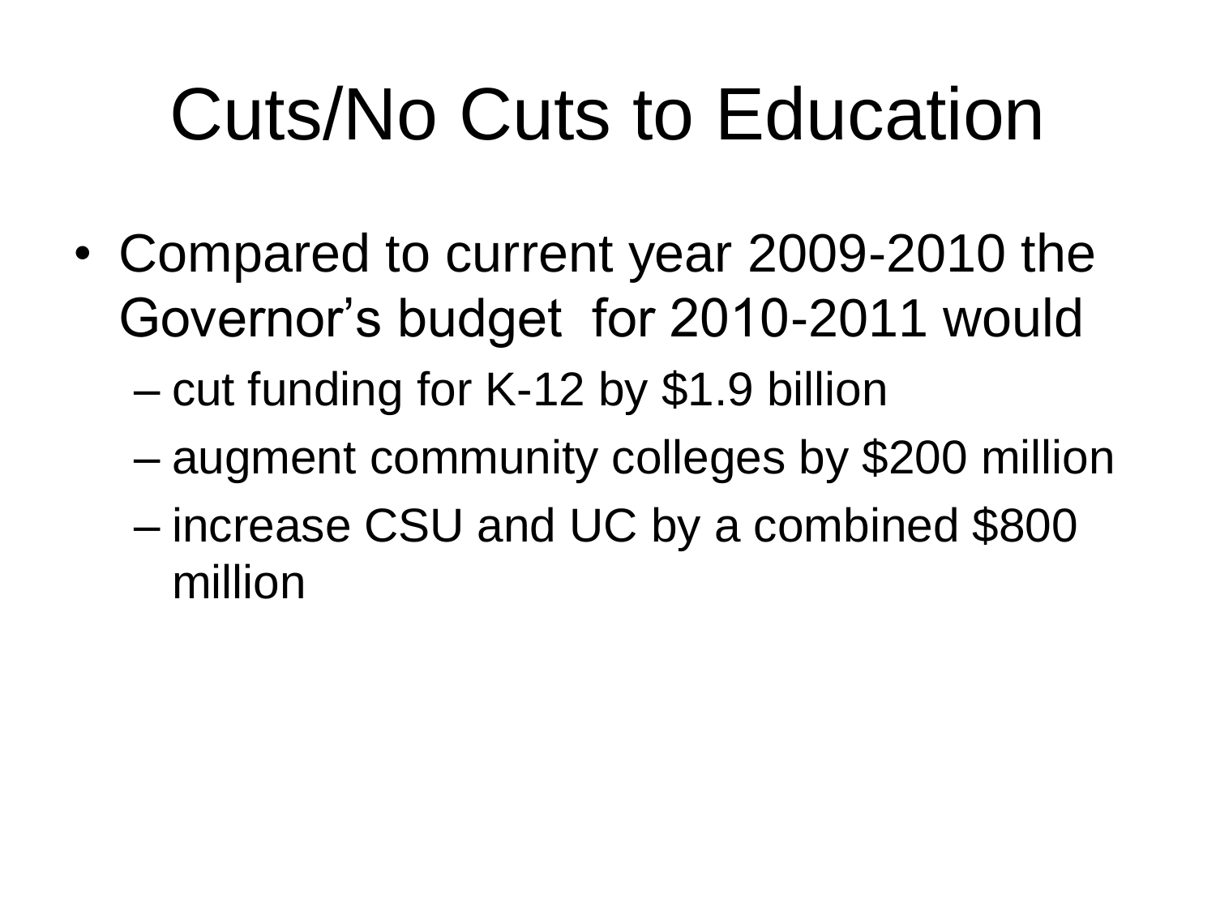# Cuts/No Cuts to Education

- Compared to current year 2009-2010 the Governor's budget for 2010-2011 would
  - cut funding for K-12 by $1.9 billion
  - augment community colleges by $200 million
  - increase CSU and UC by a combined $800 million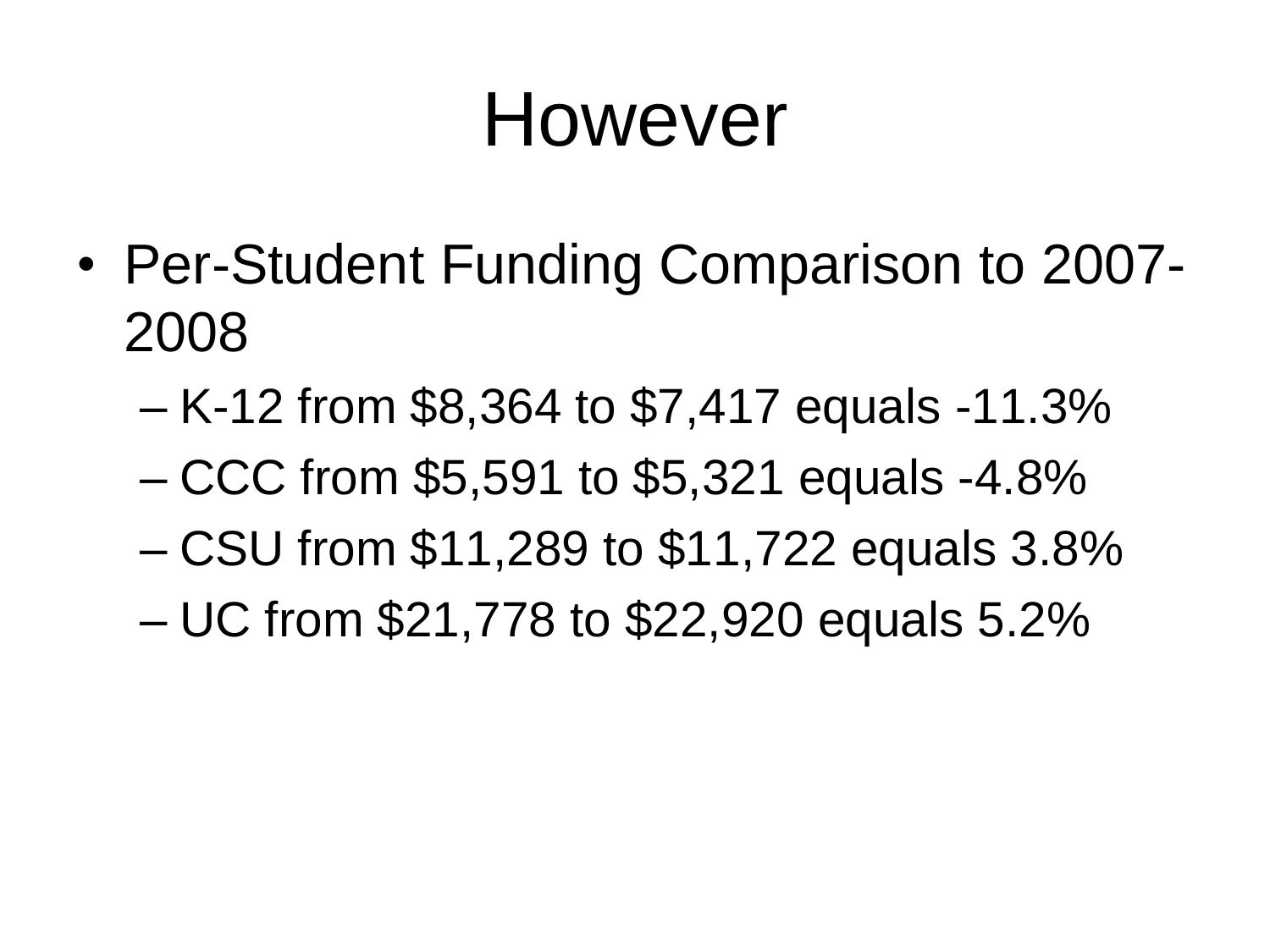# However

- Per-Student Funding Comparison to 2007-2008
  - K-12 from $8,364 to $7,417 equals -11.3%
  - CCC from $5,591 to $5,321 equals -4.8%
  - CSU from $11,289 to $11,722 equals 3.8%
  - UC from $21,778 to $22,920 equals 5.2%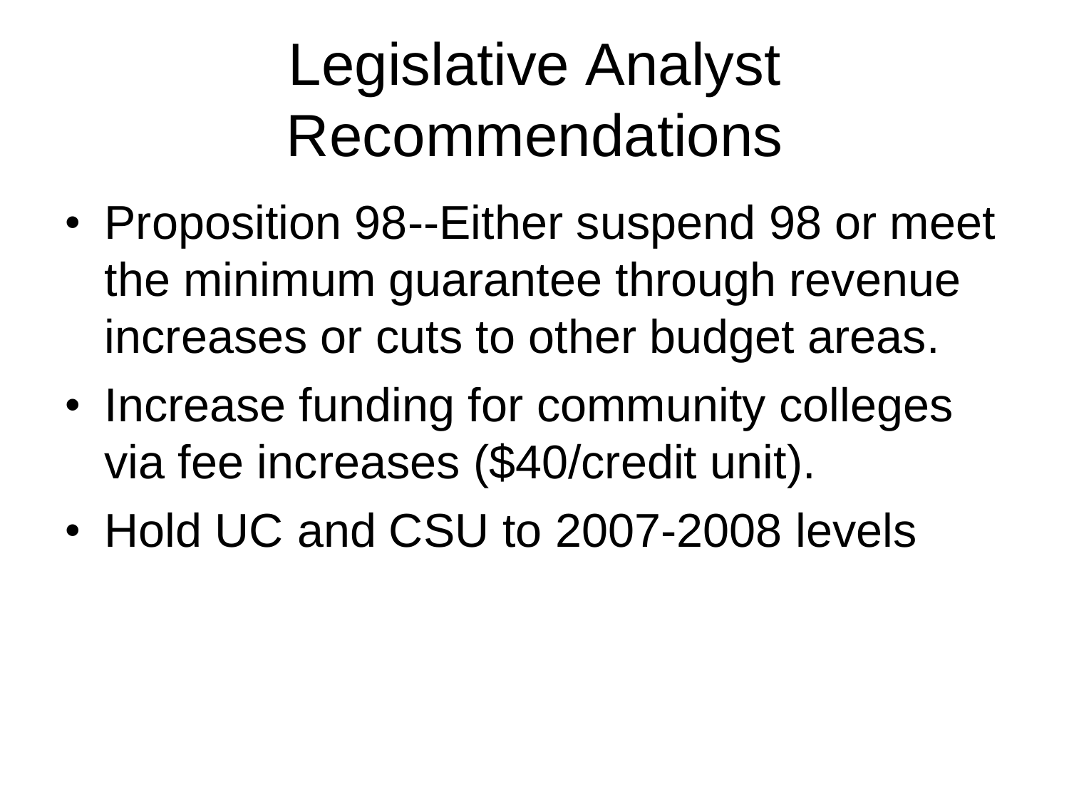# Legislative Analyst Recommendations

- Proposition 98--Either suspend 98 or meet the minimum guarantee through revenue increases or cuts to other budget areas.
- Increase funding for community colleges via fee increases ($40/credit unit).
- Hold UC and CSU to 2007-2008 levels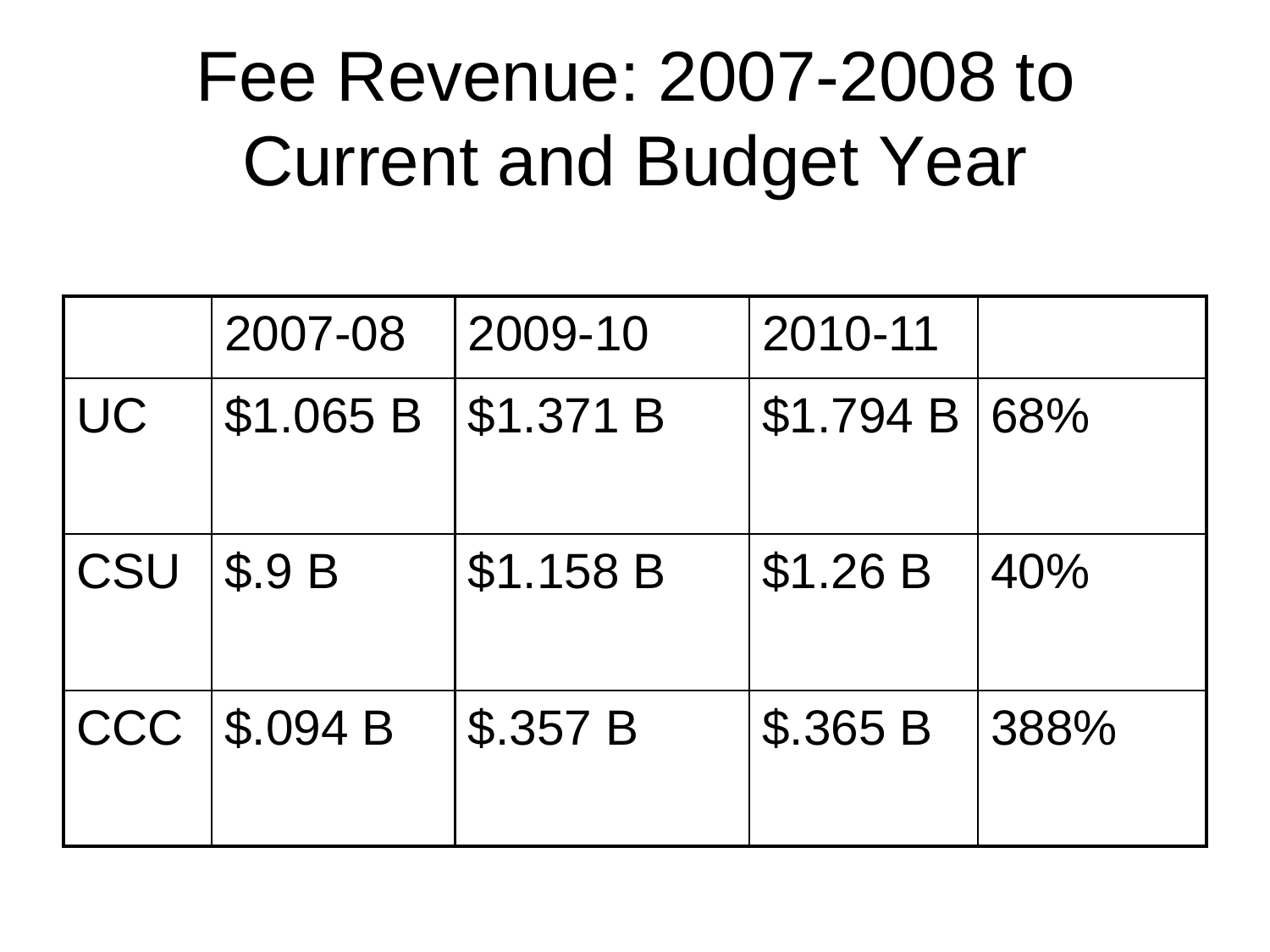# Fee Revenue: 2007-2008 to Current and Budget Year

| | 2007-08 | 2009-10 | 2010-11 | |
|---|---|---|---|---|
| UC | $1.065 B | $1.371 B | $1.794 B | 68% |
| CSU | $.9 B | $1.158 B | $1.26 B | 40% |
| CCC | $.094 B | $.357 B | $.365 B | 388% |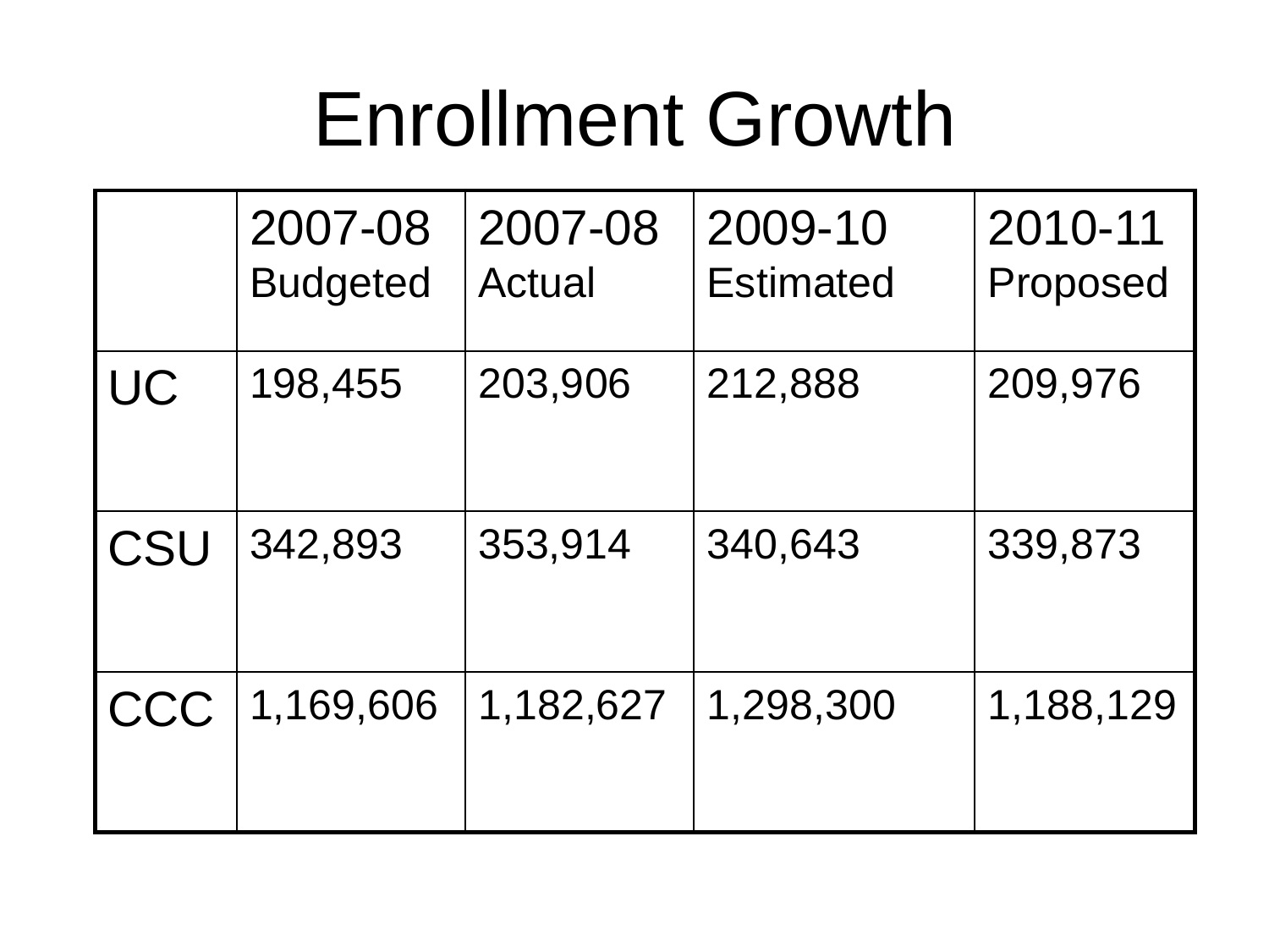# Enrollment Growth

| | 2007-08 Budgeted | 2007-08 Actual | 2009-10 Estimated | 2010-11 Proposed |
|---|---|---|---|---|
| UC | 198,455 | 203,906 | 212,888 | 209,976 |
| CSU | 342,893 | 353,914 | 340,643 | 339,873 |
| CCC | 1,169,606 | 1,182,627 | 1,298,300 | 1,188,129 |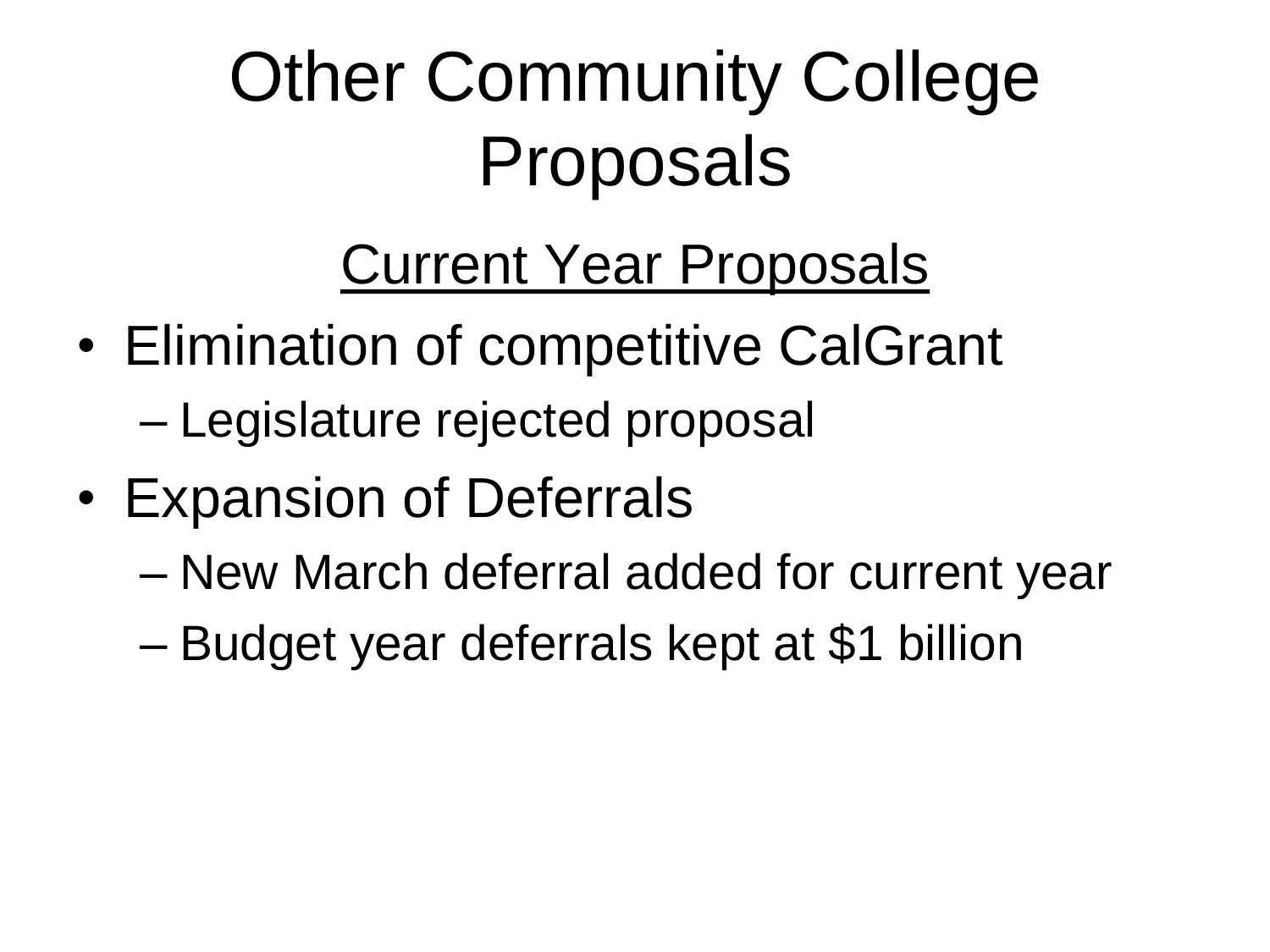# Other Community College Proposals

## Current Year Proposals

- Elimination of competitive CalGrant
  - Legislature rejected proposal
- Expansion of Deferrals
  - New March deferral added for current year
  - Budget year deferrals kept at $1 billion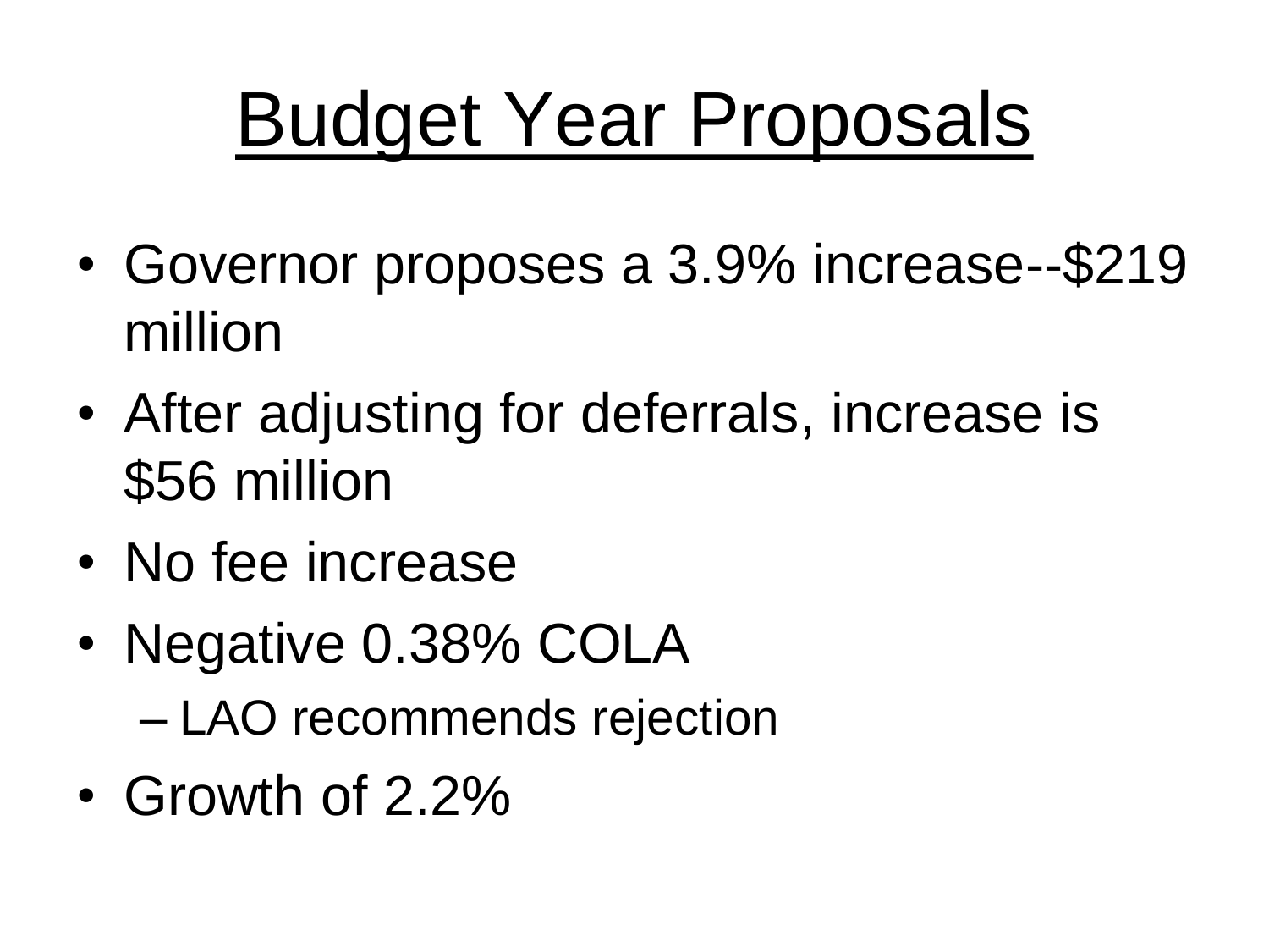# Budget Year Proposals

- Governor proposes a 3.9% increase--$219 million
- After adjusting for deferrals, increase is $56 million
- No fee increase
- Negative 0.38% COLA
  - LAO recommends rejection
- Growth of 2.2%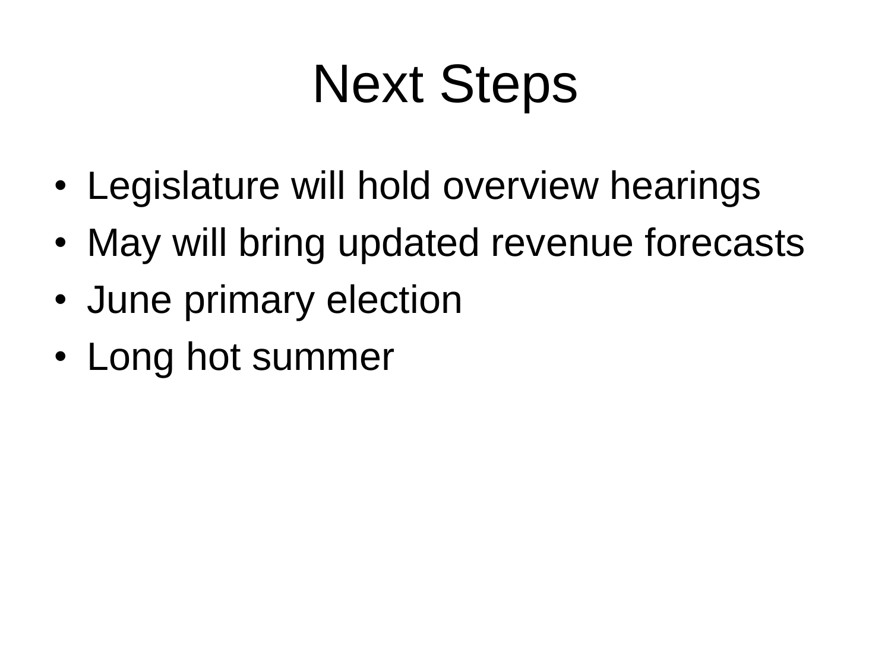# Next Steps

- Legislature will hold overview hearings
- May will bring updated revenue forecasts
- June primary election
- Long hot summer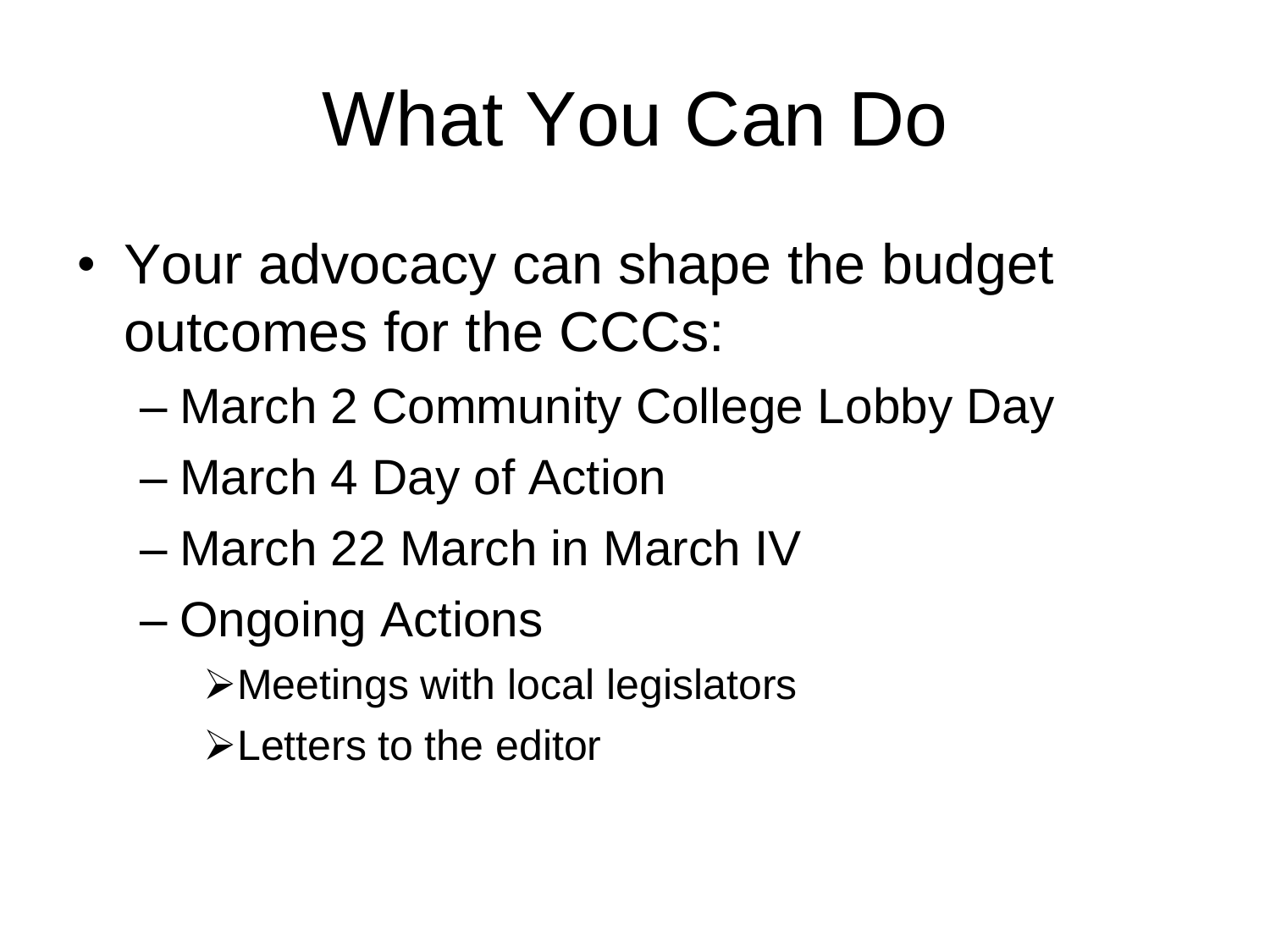# What You Can Do

- Your advocacy can shape the budget outcomes for the CCCs:
  - March 2 Community College Lobby Day
  - March 4 Day of Action
  - March 22 March in March IV
  - Ongoing Actions
    - Meetings with local legislators
    - Letters to the editor